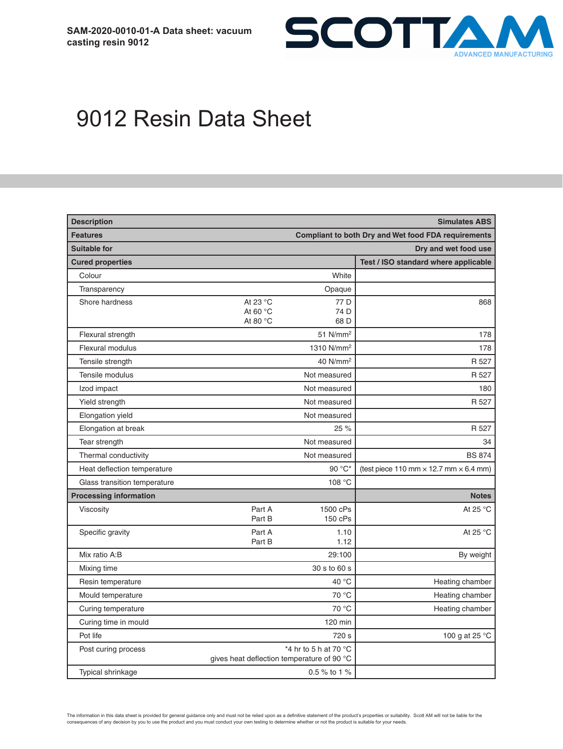**SAM-2020-0010-01-A Data sheet: vacuum casting resin 9012**

SCOTTAM ADVANCED MANUFACTURING

# 9012 Resin Data Sheet

| **Description** | | **Simulates ABS** |
|---|---|---|
| **Features** | | **Compliant to both Dry and Wet food FDA requirements** |
| **Suitable for** | | **Dry and wet food use** |
| **Cured properties** | | **Test / ISO standard where applicable** |
| Colour | White | |
| Transparency | Opaque | |
| Shore hardness | At 23 °C 77 D<br>At 60 °C 74 D<br>At 80 °C 68 D | 868 |
| Flexural strength | 51 $N/mm^2$ | 178 |
| Flexural modulus | 1310 $N/mm^2$ | 178 |
| Tensile strength | 40 $N/mm^2$ | R 527 |
| Tensile modulus | Not measured | R 527 |
| Izod impact | Not measured | 180 |
| Yield strength | Not measured | R 527 |
| Elongation yield | Not measured | |
| Elongation at break | 25 % | R 527 |
| Tear strength | Not measured | 34 |
| Thermal conductivity | Not measured | BS 874 |
| Heat deflection temperature | 90 °C* | (test piece 110 mm × 12.7 mm × 6.4 mm) |
| Glass transition temperature | 108 °C | |
| **Processing information** | | **Notes** |
| Viscosity | Part A 1500 cPs<br>Part B 150 cPs | At 25 °C |
| Specific gravity | Part A 1.10<br>Part B 1.12 | At 25 °C |
| Mix ratio A:B | 29:100 | By weight |
| Mixing time | 30 s to 60 s | |
| Resin temperature | 40 °C | Heating chamber |
| Mould temperature | 70 °C | Heating chamber |
| Curing temperature | 70 °C | Heating chamber |
| Curing time in mould | 120 min | |
| Pot life | 720 s | 100 g at 25 °C |
| Post curing process | *4 hr to 5 h at 70 °C gives heat deflection temperature of 90 °C | |
| Typical shrinkage | 0.5 % to 1 % | |

The information in this data sheet is provided for general guidance only and must not be relied upon as a definitive statement of the product's properties or suitability. Scott AM will not be liable for the consequences of any decision by you to use the product and you must conduct your own testing to determine whether or not the product is suitable for your needs.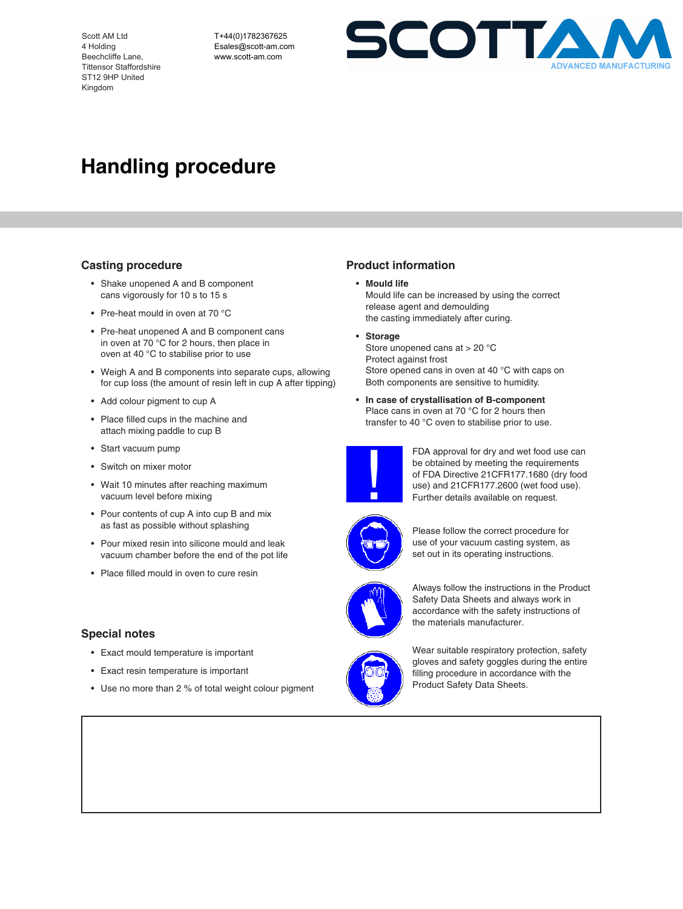Scott AM Ltd
4 Holding
Beechcliffe Lane,
Tittensor Staffordshire
ST12 9HP United
Kingdom

T+44(0)1782367625
Esales@scott-am.com
www.scott-am.com

SCOTTAM
ADVANCED MANUFACTURING

# Handling procedure

## Casting procedure

- Shake unopened A and B component cans vigorously for 10 s to 15 s
- Pre-heat mould in oven at 70 °C
- Pre-heat unopened A and B component cans in oven at 70 °C for 2 hours, then place in oven at 40 °C to stabilise prior to use
- Weigh A and B components into separate cups, allowing for cup loss (the amount of resin left in cup A after tipping)
- Add colour pigment to cup A
- Place filled cups in the machine and attach mixing paddle to cup B
- Start vacuum pump
- Switch on mixer motor
- Wait 10 minutes after reaching maximum vacuum level before mixing
- Pour contents of cup A into cup B and mix as fast as possible without splashing
- Pour mixed resin into silicone mould and leak vacuum chamber before the end of the pot life
- Place filled mould in oven to cure resin

## Special notes

- Exact mould temperature is important
- Exact resin temperature is important
- Use no more than 2 % of total weight colour pigment

## Product information

- **Mould life**
  Mould life can be increased by using the correct release agent and demoulding
  the casting immediately after curing.
- **Storage**
  Store unopened cans at > 20 °C
  Protect against frost
  Store opened cans in oven at 40 °C with caps on
  Both components are sensitive to humidity.
- **In case of crystallisation of B-component**
  Place cans in oven at 70 °C for 2 hours then transfer to 40 °C oven to stabilise prior to use.

FDA approval for dry and wet food use can be obtained by meeting the requirements of FDA Directive 21CFR177.1680 (dry food use) and 21CFR177.2600 (wet food use). Further details available on request.

Please follow the correct procedure for use of your vacuum casting system, as set out in its operating instructions.

Always follow the instructions in the Product Safety Data Sheets and always work in accordance with the safety instructions of the materials manufacturer.

Wear suitable respiratory protection, safety gloves and safety goggles during the entire filling procedure in accordance with the Product Safety Data Sheets.